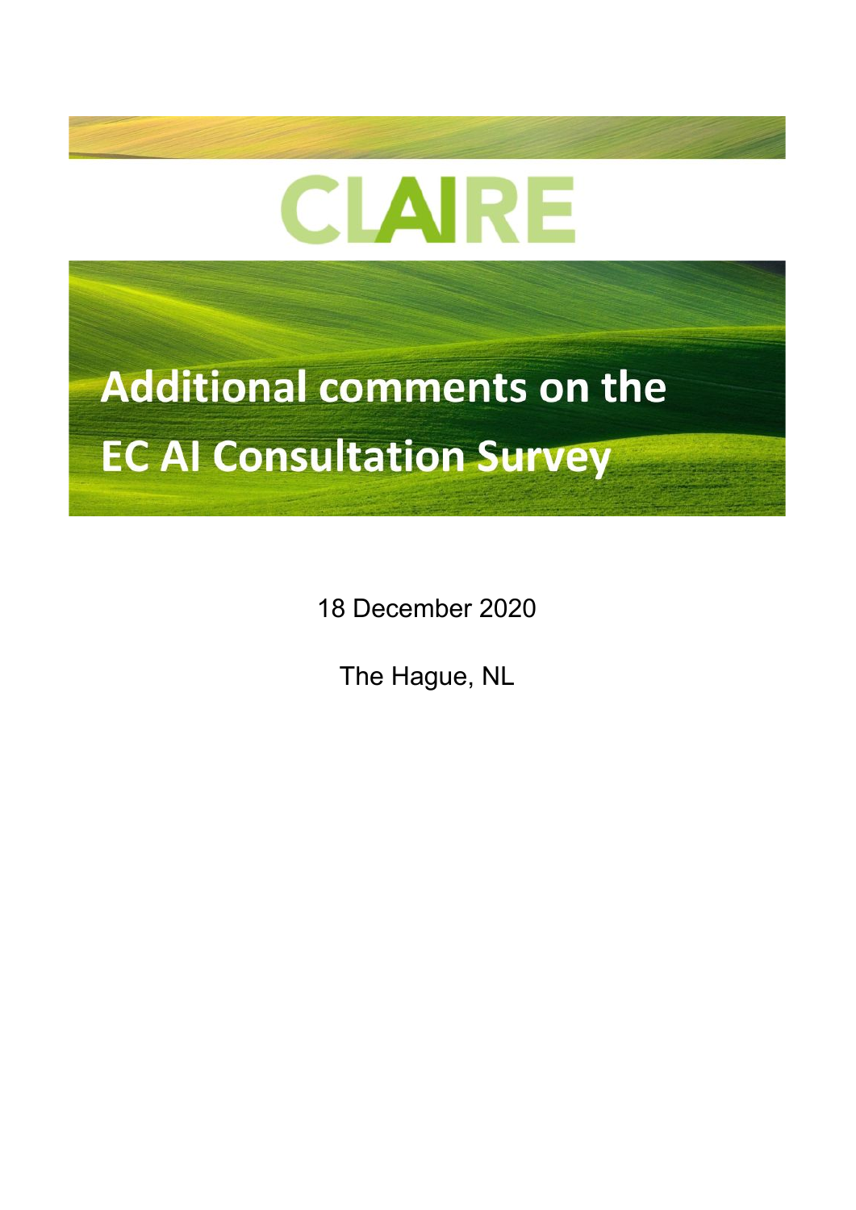# CLAIRE

# Additional comments on the EC AI Consultation Survey

18 December 2020

The Hague, NL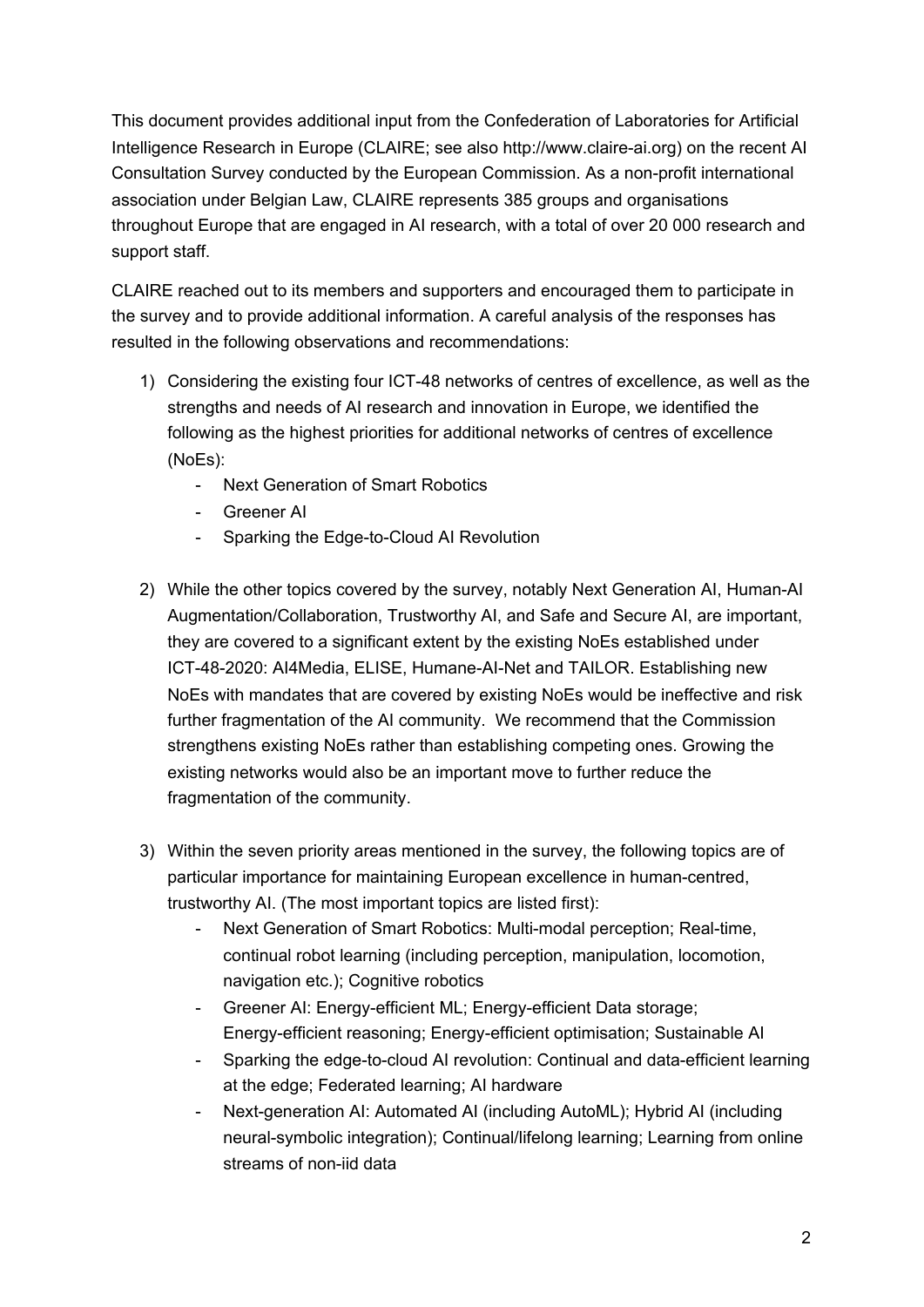This document provides additional input from the Confederation of Laboratories for Artificial Intelligence Research in Europe (CLAIRE; see also http://www.claire-ai.org) on the recent AI Consultation Survey conducted by the European Commission. As a non-profit international association under Belgian Law, CLAIRE represents 385 groups and organisations throughout Europe that are engaged in AI research, with a total of over 20 000 research and support staff.

CLAIRE reached out to its members and supporters and encouraged them to participate in the survey and to provide additional information. A careful analysis of the responses has resulted in the following observations and recommendations:

1) Considering the existing four ICT-48 networks of centres of excellence, as well as the strengths and needs of AI research and innovation in Europe, we identified the following as the highest priorities for additional networks of centres of excellence (NoEs):
    - Next Generation of Smart Robotics
    - Greener AI
    - Sparking the Edge-to-Cloud AI Revolution

2) While the other topics covered by the survey, notably Next Generation AI, Human-AI Augmentation/Collaboration, Trustworthy AI, and Safe and Secure AI, are important, they are covered to a significant extent by the existing NoEs established under ICT-48-2020: AI4Media, ELISE, Humane-AI-Net and TAILOR. Establishing new NoEs with mandates that are covered by existing NoEs would be ineffective and risk further fragmentation of the AI community. We recommend that the Commission strengthens existing NoEs rather than establishing competing ones. Growing the existing networks would also be an important move to further reduce the fragmentation of the community.

3) Within the seven priority areas mentioned in the survey, the following topics are of particular importance for maintaining European excellence in human-centred, trustworthy AI. (The most important topics are listed first):
    - Next Generation of Smart Robotics: Multi-modal perception; Real-time, continual robot learning (including perception, manipulation, locomotion, navigation etc.); Cognitive robotics
    - Greener AI: Energy-efficient ML; Energy-efficient Data storage; Energy-efficient reasoning; Energy-efficient optimisation; Sustainable AI
    - Sparking the edge-to-cloud AI revolution: Continual and data-efficient learning at the edge; Federated learning; AI hardware
    - Next-generation AI: Automated AI (including AutoML); Hybrid AI (including neural-symbolic integration); Continual/lifelong learning; Learning from online streams of non-iid data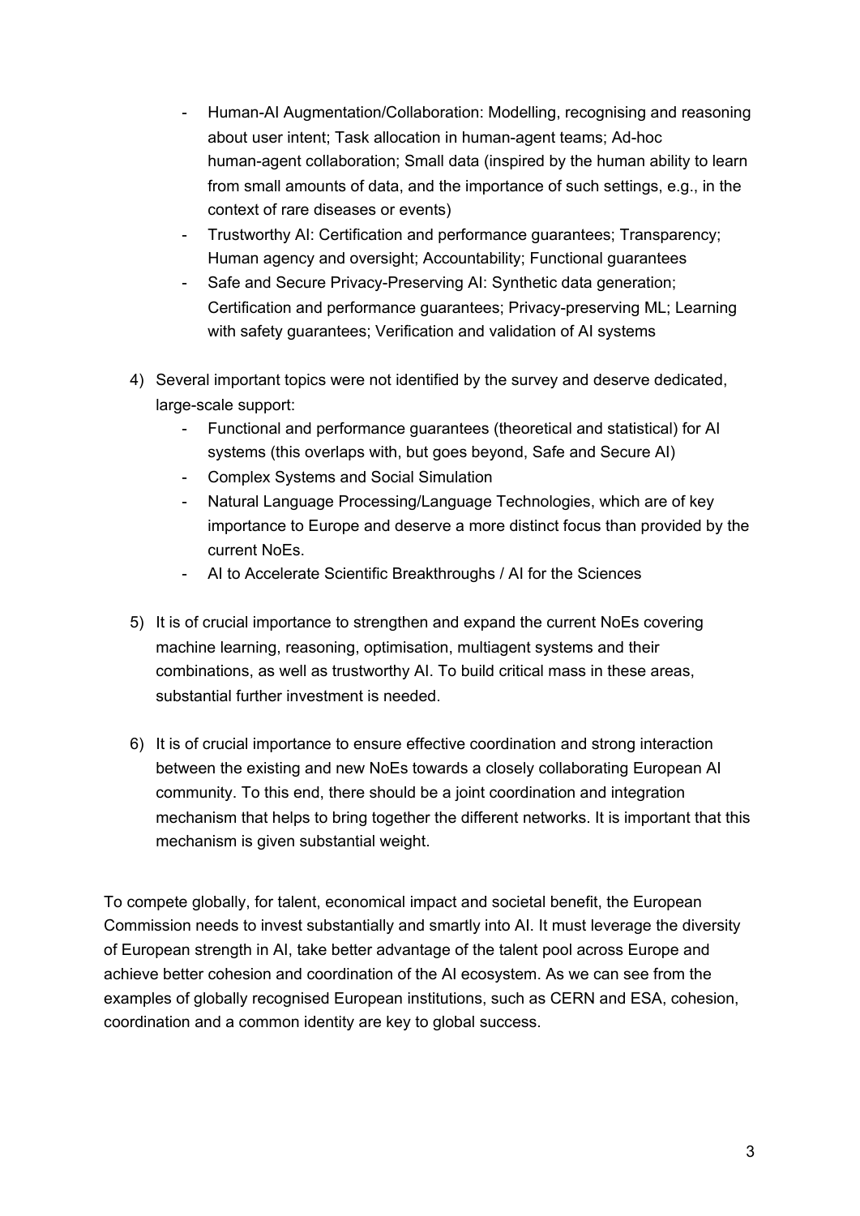- Human-AI Augmentation/Collaboration: Modelling, recognising and reasoning about user intent; Task allocation in human-agent teams; Ad-hoc human-agent collaboration; Small data (inspired by the human ability to learn from small amounts of data, and the importance of such settings, e.g., in the context of rare diseases or events)
- Trustworthy AI: Certification and performance guarantees; Transparency; Human agency and oversight; Accountability; Functional guarantees
- Safe and Secure Privacy-Preserving AI: Synthetic data generation; Certification and performance guarantees; Privacy-preserving ML; Learning with safety guarantees; Verification and validation of AI systems

4) Several important topics were not identified by the survey and deserve dedicated, large-scale support:
   - Functional and performance guarantees (theoretical and statistical) for AI systems (this overlaps with, but goes beyond, Safe and Secure AI)
   - Complex Systems and Social Simulation
   - Natural Language Processing/Language Technologies, which are of key importance to Europe and deserve a more distinct focus than provided by the current NoEs.
   - AI to Accelerate Scientific Breakthroughs / AI for the Sciences

5) It is of crucial importance to strengthen and expand the current NoEs covering machine learning, reasoning, optimisation, multiagent systems and their combinations, as well as trustworthy AI. To build critical mass in these areas, substantial further investment is needed.

6) It is of crucial importance to ensure effective coordination and strong interaction between the existing and new NoEs towards a closely collaborating European AI community. To this end, there should be a joint coordination and integration mechanism that helps to bring together the different networks. It is important that this mechanism is given substantial weight.

To compete globally, for talent, economical impact and societal benefit, the European Commission needs to invest substantially and smartly into AI. It must leverage the diversity of European strength in AI, take better advantage of the talent pool across Europe and achieve better cohesion and coordination of the AI ecosystem. As we can see from the examples of globally recognised European institutions, such as CERN and ESA, cohesion, coordination and a common identity are key to global success.